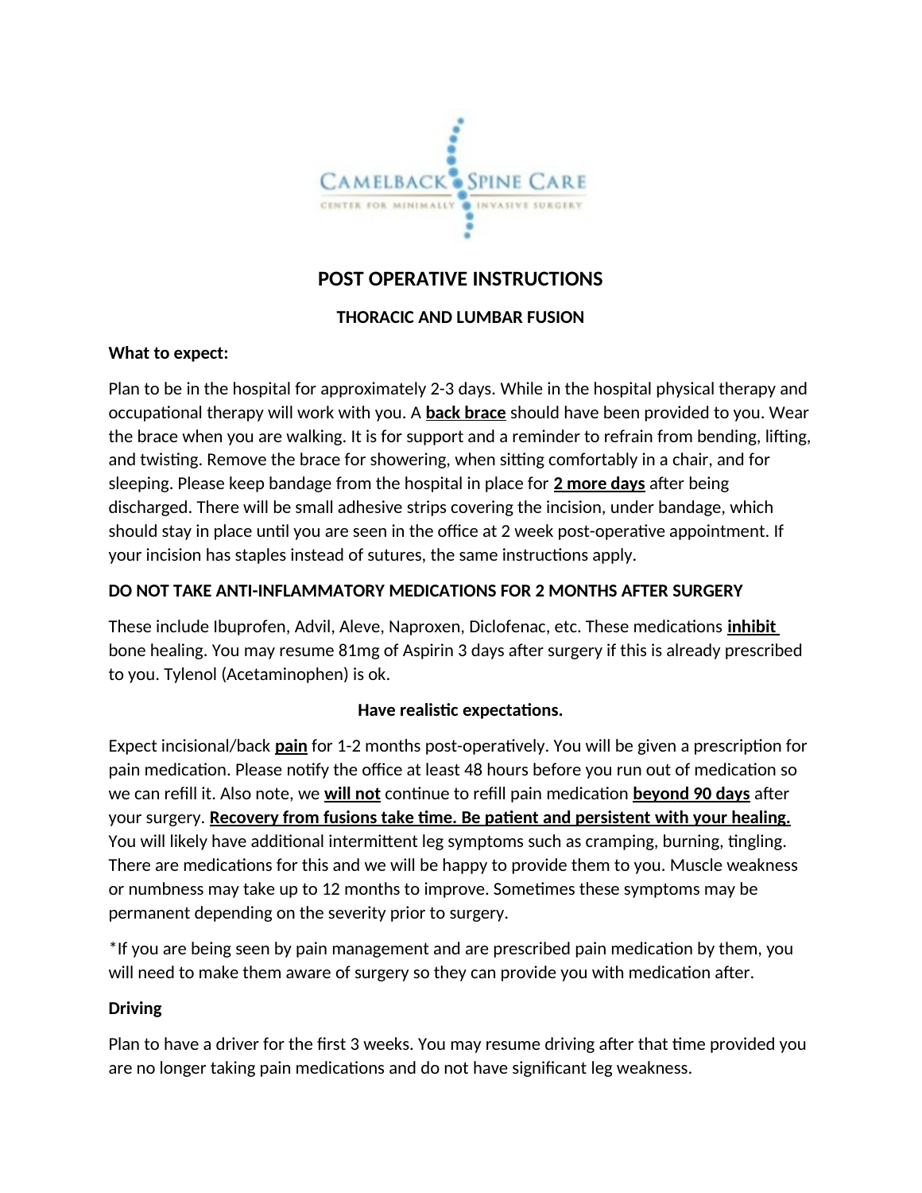CAMELBACK SPINE CARE

CENTER FOR MINIMALLY INVASIVE SURGERY

# POST OPERATIVE INSTRUCTIONS

## THORACIC AND LUMBAR FUSION

**What to expect:**

Plan to be in the hospital for approximately 2-3 days. While in the hospital physical therapy and occupational therapy will work with you. A **back brace** should have been provided to you. Wear the brace when you are walking. It is for support and a reminder to refrain from bending, lifting, and twisting. Remove the brace for showering, when sitting comfortably in a chair, and for sleeping. Please keep bandage from the hospital in place for **2 more days** after being discharged. There will be small adhesive strips covering the incision, under bandage, which should stay in place until you are seen in the office at 2 week post-operative appointment. If your incision has staples instead of sutures, the same instructions apply.

**DO NOT TAKE ANTI-INFLAMMATORY MEDICATIONS FOR 2 MONTHS AFTER SURGERY**

These include Ibuprofen, Advil, Aleve, Naproxen, Diclofenac, etc. These medications **inhibit** bone healing. You may resume 81mg of Aspirin 3 days after surgery if this is already prescribed to you. Tylenol (Acetaminophen) is ok.

**Have realistic expectations.**

Expect incisional/back **pain** for 1-2 months post-operatively. You will be given a prescription for pain medication. Please notify the office at least 48 hours before you run out of medication so we can refill it. Also note, we **will not** continue to refill pain medication **beyond 90 days** after your surgery. **Recovery from fusions take time. Be patient and persistent with your healing.** You will likely have additional intermittent leg symptoms such as cramping, burning, tingling. There are medications for this and we will be happy to provide them to you. Muscle weakness or numbness may take up to 12 months to improve. Sometimes these symptoms may be permanent depending on the severity prior to surgery.

*If you are being seen by pain management and are prescribed pain medication by them, you will need to make them aware of surgery so they can provide you with medication after.

**Driving**

Plan to have a driver for the first 3 weeks. You may resume driving after that time provided you are no longer taking pain medications and do not have significant leg weakness.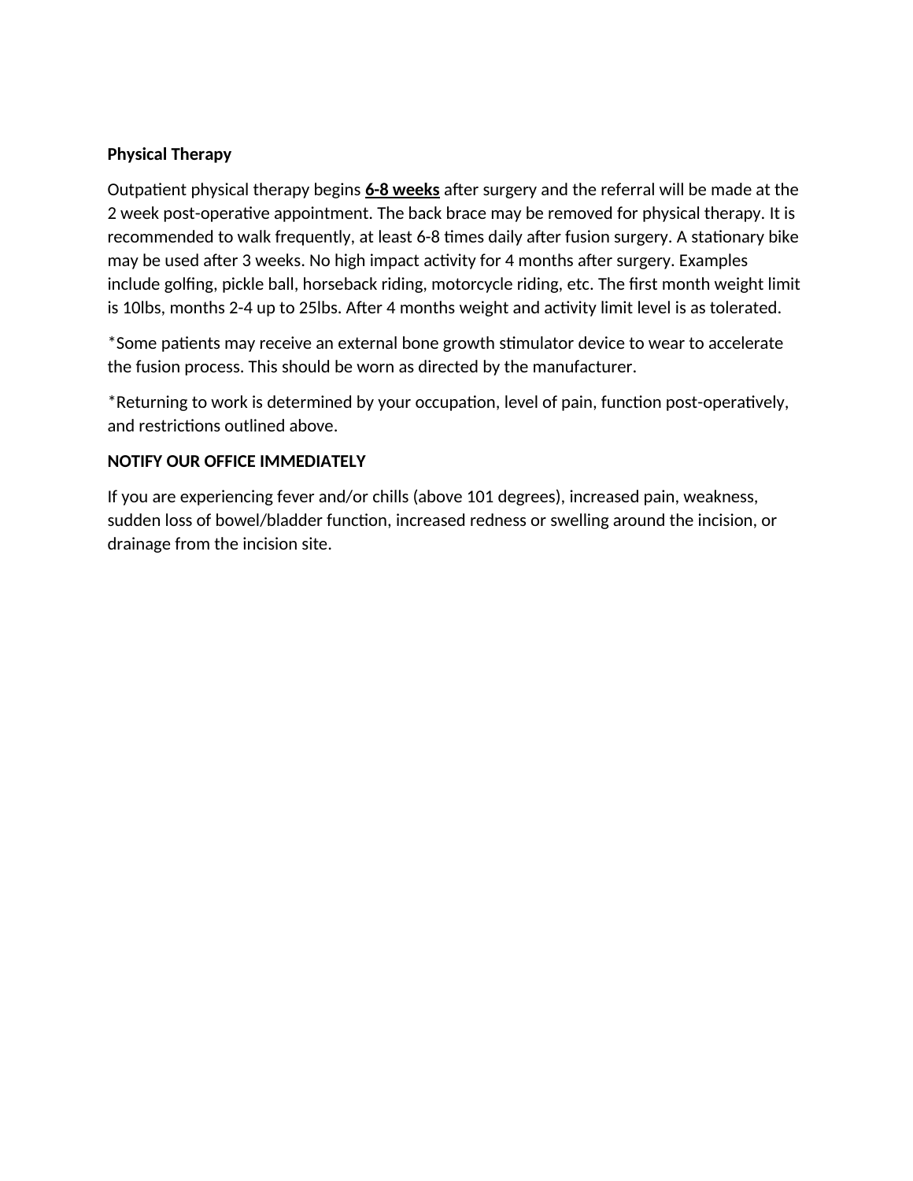**Physical Therapy**

Outpatient physical therapy begins **6-8 weeks** after surgery and the referral will be made at the 2 week post-operative appointment. The back brace may be removed for physical therapy. It is recommended to walk frequently, at least 6-8 times daily after fusion surgery. A stationary bike may be used after 3 weeks. No high impact activity for 4 months after surgery. Examples include golfing, pickle ball, horseback riding, motorcycle riding, etc. The first month weight limit is 10lbs, months 2-4 up to 25lbs. After 4 months weight and activity limit level is as tolerated.

*Some patients may receive an external bone growth stimulator device to wear to accelerate the fusion process. This should be worn as directed by the manufacturer.

*Returning to work is determined by your occupation, level of pain, function post-operatively, and restrictions outlined above.

**NOTIFY OUR OFFICE IMMEDIATELY**

If you are experiencing fever and/or chills (above 101 degrees), increased pain, weakness, sudden loss of bowel/bladder function, increased redness or swelling around the incision, or drainage from the incision site.